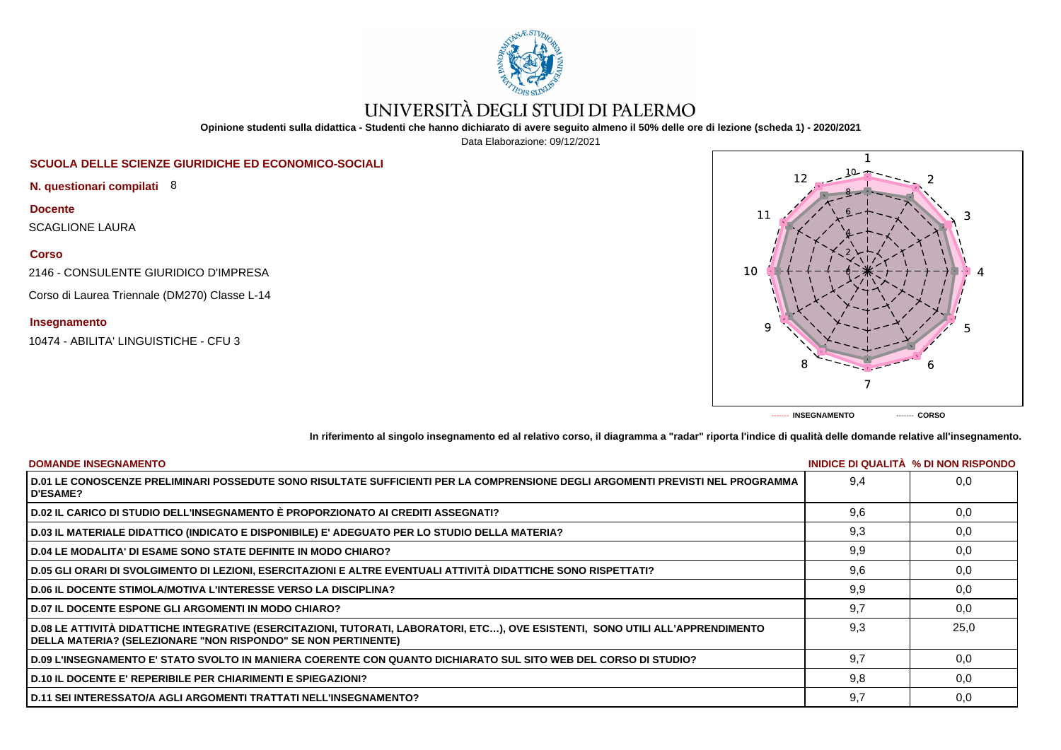# UNIVERSITÀ DEGLI STUDI DI PALERMO

**Opinione studenti sulla didattica - Studenti che hanno dichiarato di avere seguito almeno il 50% delle ore di lezione (scheda 1) - 2020/2021**

Data Elaborazione: 09/12/2021

## SCUOLA DELLE SCIENZE GIURIDICHE ED ECONOMICO-SOCIALI

**N. questionari compilati** 8

**Docente**

SCAGLIONE LAURA

**Corso**

2146 - CONSULENTE GIURIDICO D'IMPRESA

Corso di Laurea Triennale (DM270) Classe L-14

**Insegnamento**

10474 - ABILITA' LINGUISTICHE - CFU 3

------- INSEGNAMENTO ------- CORSO

**In riferimento al singolo insegnamento ed al relativo corso, il diagramma a "radar" riporta l'indice di qualità delle domande relative all'insegnamento.**

| DOMANDE INSEGNAMENTO | INIDICE DI QUALITÀ | % DI NON RISPONDO |
|---|---|---|
| D.01 LE CONOSCENZE PRELIMINARI POSSEDUTE SONO RISULTATE SUFFICIENTI PER LA COMPRENSIONE DEGLI ARGOMENTI PREVISTI NEL PROGRAMMA D'ESAME? | 9,4 | 0,0 |
| D.02 IL CARICO DI STUDIO DELL'INSEGNAMENTO È PROPORZIONATO AI CREDITI ASSEGNATI? | 9,6 | 0,0 |
| D.03 IL MATERIALE DIDATTICO (INDICATO E DISPONIBILE) E' ADEGUATO PER LO STUDIO DELLA MATERIA? | 9,3 | 0,0 |
| D.04 LE MODALITA' DI ESAME SONO STATE DEFINITE IN MODO CHIARO? | 9,9 | 0,0 |
| D.05 GLI ORARI DI SVOLGIMENTO DI LEZIONI, ESERCITAZIONI E ALTRE EVENTUALI ATTIVITÀ DIDATTICHE SONO RISPETTATI? | 9,6 | 0,0 |
| D.06 IL DOCENTE STIMOLA/MOTIVA L'INTERESSE VERSO LA DISCIPLINA? | 9,9 | 0,0 |
| D.07 IL DOCENTE ESPONE GLI ARGOMENTI IN MODO CHIARO? | 9,7 | 0,0 |
| D.08 LE ATTIVITÀ DIDATTICHE INTEGRATIVE (ESERCITAZIONI, TUTORATI, LABORATORI, ETC…), OVE ESISTENTI, SONO UTILI ALL'APPRENDIMENTO DELLA MATERIA? (SELEZIONARE "NON RISPONDO" SE NON PERTINENTE) | 9,3 | 25,0 |
| D.09 L'INSEGNAMENTO E' STATO SVOLTO IN MANIERA COERENTE CON QUANTO DICHIARATO SUL SITO WEB DEL CORSO DI STUDIO? | 9,7 | 0,0 |
| D.10 IL DOCENTE E' REPERIBILE PER CHIARIMENTI E SPIEGAZIONI? | 9,8 | 0,0 |
| D.11 SEI INTERESSATO/A AGLI ARGOMENTI TRATTATI NELL'INSEGNAMENTO? | 9,7 | 0,0 |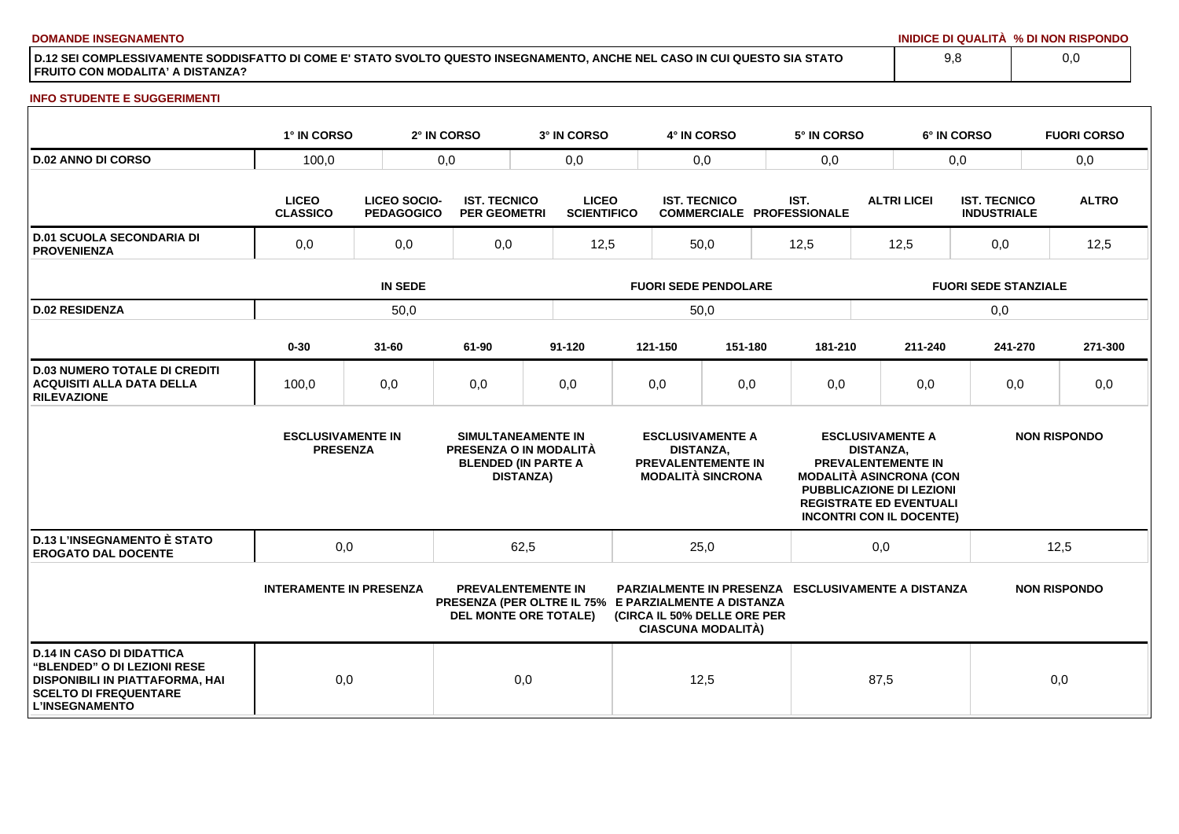**DOMANDE INSEGNAMENTO**

| | INIDICE DI QUALITÀ | % DI NON RISPONDO |
|---|---|---|
| D.12 SEI COMPLESSIVAMENTE SODDISFATTO DI COME E' STATO SVOLTO QUESTO INSEGNAMENTO, ANCHE NEL CASO IN CUI QUESTO SIA STATO FRUITO CON MODALITA' A DISTANZA? | 9,8 | 0,0 |

**INFO STUDENTE E SUGGERIMENTI**

| | 1° IN CORSO | 2° IN CORSO | 3° IN CORSO | 4° IN CORSO | 5° IN CORSO | 6° IN CORSO | FUORI CORSO |
|---|---|---|---|---|---|---|---|
| D.02 ANNO DI CORSO | 100,0 | 0,0 | 0,0 | 0,0 | 0,0 | 0,0 | 0,0 |

| | LICEO CLASSICO | LICEO SOCIO-PEDAGOGICO | IST. TECNICO PER GEOMETRI | LICEO SCIENTIFICO | IST. TECNICO COMMERCIALE | IST. PROFESSIONALE | ALTRI LICEI | IST. TECNICO INDUSTRIALE | ALTRO |
|---|---|---|---|---|---|---|---|---|---|
| D.01 SCUOLA SECONDARIA DI PROVENIENZA | 0,0 | 0,0 | 0,0 | 12,5 | 50,0 | 12,5 | 12,5 | 0,0 | 12,5 |

| | IN SEDE | FUORI SEDE PENDOLARE | FUORI SEDE STANZIALE |
|---|---|---|---|
| D.02 RESIDENZA | 50,0 | 50,0 | 0,0 |

| | 0-30 | 31-60 | 61-90 | 91-120 | 121-150 | 151-180 | 181-210 | 211-240 | 241-270 | 271-300 |
|---|---|---|---|---|---|---|---|---|---|---|
| D.03 NUMERO TOTALE DI CREDITI ACQUISITI ALLA DATA DELLA RILEVAZIONE | 100,0 | 0,0 | 0,0 | 0,0 | 0,0 | 0,0 | 0,0 | 0,0 | 0,0 | 0,0 |

| | ESCLUSIVAMENTE IN PRESENZA | SIMULTANEAMENTE IN PRESENZA O IN MODALITÀ BLENDED (IN PARTE A DISTANZA) | ESCLUSIVAMENTE A DISTANZA, PREVALENTEMENTE IN MODALITÀ SINCRONA | ESCLUSIVAMENTE A DISTANZA, PREVALENTEMENTE IN MODALITÀ ASINCRONA (CON PUBBLICAZIONE DI LEZIONI REGISTRATE ED EVENTUALI INCONTRI CON IL DOCENTE) | NON RISPONDO |
|---|---|---|---|---|---|
| D.13 L'INSEGNAMENTO È STATO EROGATO DAL DOCENTE | 0,0 | 62,5 | 25,0 | 0,0 | 12,5 |

| | INTERAMENTE IN PRESENZA | PREVALENTEMENTE IN PRESENZA (PER OLTRE IL 75% DEL MONTE ORE TOTALE) | PARZIALMENTE IN PRESENZA E PARZIALMENTE A DISTANZA (CIRCA IL 50% DELLE ORE PER CIASCUNA MODALITÀ) | ESCLUSIVAMENTE A DISTANZA | NON RISPONDO |
|---|---|---|---|---|---|
| D.14 IN CASO DI DIDATTICA "BLENDED" O DI LEZIONI RESE DISPONIBILI IN PIATTAFORMA, HAI SCELTO DI FREQUENTARE L'INSEGNAMENTO | 0,0 | 0,0 | 12,5 | 87,5 | 0,0 |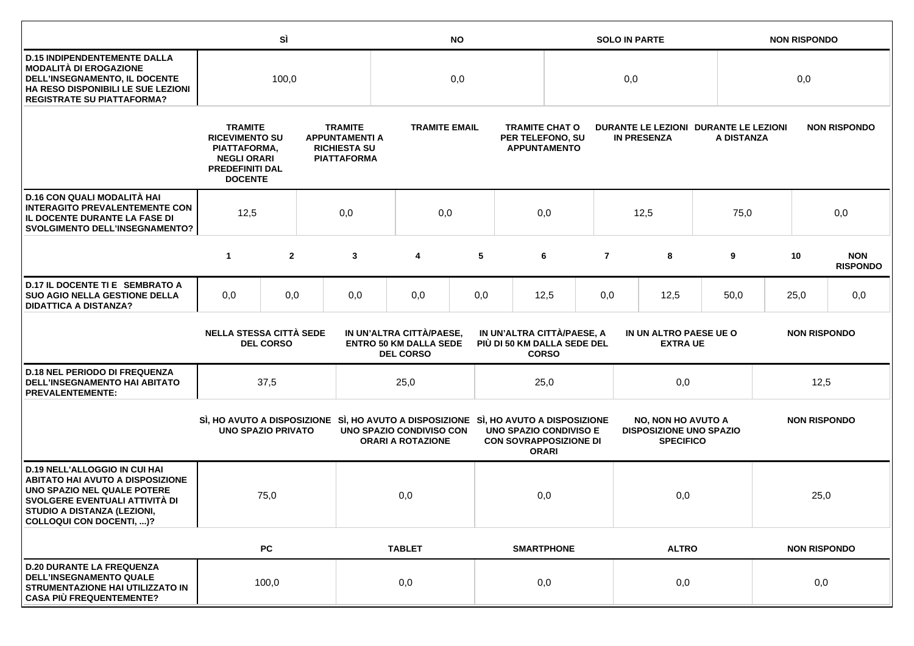| | SÌ | NO | SOLO IN PARTE | NON RISPONDO |
|---|---|---|---|---|
| **D.15 INDIPENDENTEMENTE DALLA MODALITÀ DI EROGAZIONE DELL'INSEGNAMENTO, IL DOCENTE HA RESO DISPONIBILI LE SUE LEZIONI REGISTRATE SU PIATTAFORMA?** | 100,0 | 0,0 | 0,0 | 0,0 |

| | TRAMITE RICEVIMENTO SU PIATTAFORMA, NEGLI ORARI PREDEFINITI DAL DOCENTE | TRAMITE APPUNTAMENTI A RICHIESTA SU PIATTAFORMA | TRAMITE EMAIL | TRAMITE CHAT O PER TELEFONO, SU APPUNTAMENTO | DURANTE LE LEZIONI IN PRESENZA | DURANTE LE LEZIONI A DISTANZA | NON RISPONDO |
|---|---|---|---|---|---|---|---|
| **D.16 CON QUALI MODALITÀ HAI INTERAGITO PREVALENTEMENTE CON IL DOCENTE DURANTE LA FASE DI SVOLGIMENTO DELL'INSEGNAMENTO?** | 12,5 | 0,0 | 0,0 | 0,0 | 12,5 | 75,0 | 0,0 |

| | 1 | 2 | 3 | 4 | 5 | 6 | 7 | 8 | 9 | 10 | NON RISPONDO |
|---|---|---|---|---|---|---|---|---|---|---|---|
| **D.17 IL DOCENTE TI E SEMBRATO A SUO AGIO NELLA GESTIONE DELLA DIDATTICA A DISTANZA?** | 0,0 | 0,0 | 0,0 | 0,0 | 0,0 | 12,5 | 0,0 | 12,5 | 50,0 | 25,0 | 0,0 |

| | NELLA STESSA CITTÀ SEDE DEL CORSO | IN UN'ALTRA CITTÀ/PAESE, ENTRO 50 KM DALLA SEDE DEL CORSO | IN UN'ALTRA CITTÀ/PAESE, A PIÙ DI 50 KM DALLA SEDE DEL CORSO | IN UN ALTRO PAESE UE O EXTRA UE | NON RISPONDO |
|---|---|---|---|---|---|
| **D.18 NEL PERIODO DI FREQUENZA DELL'INSEGNAMENTO HAI ABITATO PREVALENTEMENTE:** | 37,5 | 25,0 | 25,0 | 0,0 | 12,5 |

| | SÌ, HO AVUTO A DISPOSIZIONE UNO SPAZIO PRIVATO | SÌ, HO AVUTO A DISPOSIZIONE UNO SPAZIO CONDIVISO CON ORARI A ROTAZIONE | SÌ, HO AVUTO A DISPOSIZIONE UNO SPAZIO CONDIVISO E CON SOVRAPPOSIZIONE DI ORARI | NO, NON HO AVUTO A DISPOSIZIONE UNO SPAZIO SPECIFICO | NON RISPONDO |
|---|---|---|---|---|---|
| **D.19 NELL'ALLOGGIO IN CUI HAI ABITATO HAI AVUTO A DISPOSIZIONE UNO SPAZIO NEL QUALE POTERE SVOLGERE EVENTUALI ATTIVITÀ DI STUDIO A DISTANZA (LEZIONI, COLLOQUI CON DOCENTI, ...)?** | 75,0 | 0,0 | 0,0 | 0,0 | 25,0 |

| | PC | TABLET | SMARTPHONE | ALTRO | NON RISPONDO |
|---|---|---|---|---|---|
| **D.20 DURANTE LA FREQUENZA DELL'INSEGNAMENTO QUALE STRUMENTAZIONE HAI UTILIZZATO IN CASA PIÙ FREQUENTEMENTE?** | 100,0 | 0,0 | 0,0 | 0,0 | 0,0 |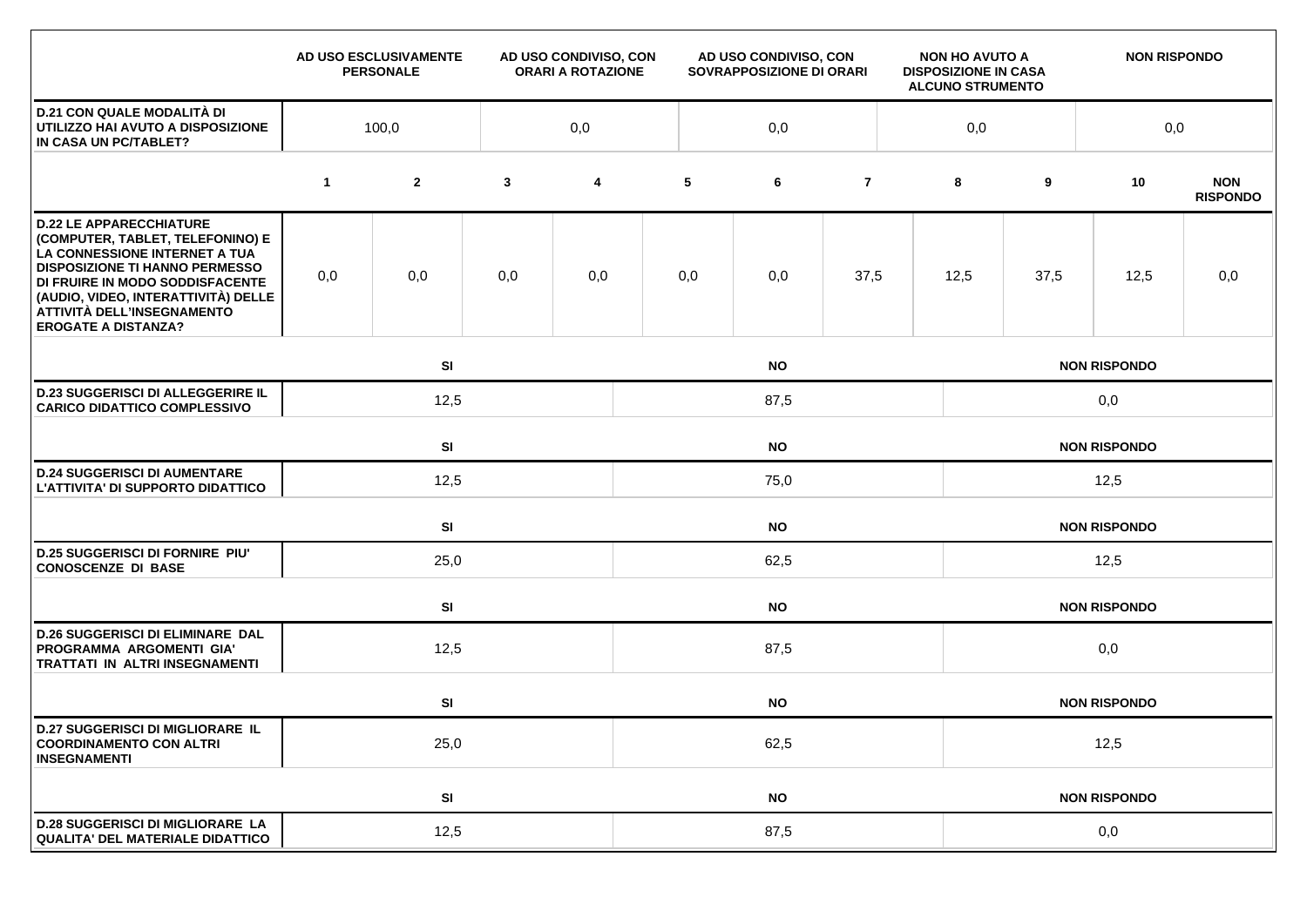| | AD USO ESCLUSIVAMENTE PERSONALE | AD USO CONDIVISO, CON ORARI A ROTAZIONE | AD USO CONDIVISO, CON SOVRAPPOSIZIONE DI ORARI | NON HO AVUTO A DISPOSIZIONE IN CASA ALCUNO STRUMENTO | NON RISPONDO |
|---|---|---|---|---|---|
| **D.21 CON QUALE MODALITÀ DI UTILIZZO HAI AVUTO A DISPOSIZIONE IN CASA UN PC/TABLET?** | 100,0 | 0,0 | 0,0 | 0,0 | 0,0 |

| | 1 | 2 | 3 | 4 | 5 | 6 | 7 | 8 | 9 | 10 | NON RISPONDO |
|---|---|---|---|---|---|---|---|---|---|---|---|
| **D.22 LE APPARECCHIATURE (COMPUTER, TABLET, TELEFONINO) E LA CONNESSIONE INTERNET A TUA DISPOSIZIONE TI HANNO PERMESSO DI FRUIRE IN MODO SODDISFACENTE (AUDIO, VIDEO, INTERATTIVITÀ) DELLE ATTIVITÀ DELL'INSEGNAMENTO EROGATE A DISTANZA?** | 0,0 | 0,0 | 0,0 | 0,0 | 0,0 | 0,0 | 37,5 | 12,5 | 37,5 | 12,5 | 0,0 |

| | SI | NO | NON RISPONDO |
|---|---|---|---|
| **D.23 SUGGERISCI DI ALLEGGERIRE IL CARICO DIDATTICO COMPLESSIVO** | 12,5 | 87,5 | 0,0 |

| | SI | NO | NON RISPONDO |
|---|---|---|---|
| **D.24 SUGGERISCI DI AUMENTARE L'ATTIVITA' DI SUPPORTO DIDATTICO** | 12,5 | 75,0 | 12,5 |

| | SI | NO | NON RISPONDO |
|---|---|---|---|
| **D.25 SUGGERISCI DI FORNIRE PIU' CONOSCENZE DI BASE** | 25,0 | 62,5 | 12,5 |

| | SI | NO | NON RISPONDO |
|---|---|---|---|
| **D.26 SUGGERISCI DI ELIMINARE DAL PROGRAMMA ARGOMENTI GIA' TRATTATI IN ALTRI INSEGNAMENTI** | 12,5 | 87,5 | 0,0 |

| | SI | NO | NON RISPONDO |
|---|---|---|---|
| **D.27 SUGGERISCI DI MIGLIORARE IL COORDINAMENTO CON ALTRI INSEGNAMENTI** | 25,0 | 62,5 | 12,5 |

| | SI | NO | NON RISPONDO |
|---|---|---|---|
| **D.28 SUGGERISCI DI MIGLIORARE LA QUALITA' DEL MATERIALE DIDATTICO** | 12,5 | 87,5 | 0,0 |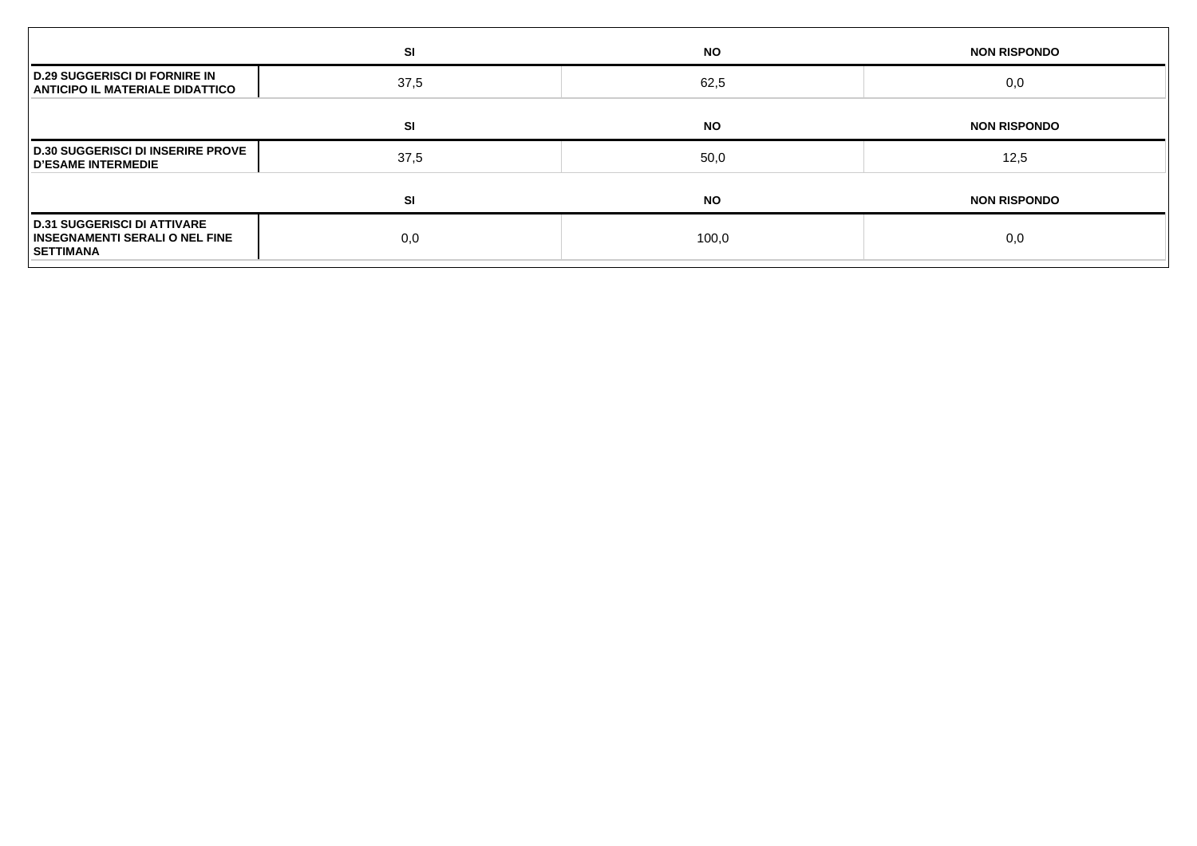| | SI | NO | NON RISPONDO |
|---|---|---|---|
| **D.29 SUGGERISCI DI FORNIRE IN ANTICIPO IL MATERIALE DIDATTICO** | 37,5 | 62,5 | 0,0 |

| | SI | NO | NON RISPONDO |
|---|---|---|---|
| **D.30 SUGGERISCI DI INSERIRE PROVE D'ESAME INTERMEDIE** | 37,5 | 50,0 | 12,5 |

| | SI | NO | NON RISPONDO |
|---|---|---|---|
| **D.31 SUGGERISCI DI ATTIVARE INSEGNAMENTI SERALI O NEL FINE SETTIMANA** | 0,0 | 100,0 | 0,0 |